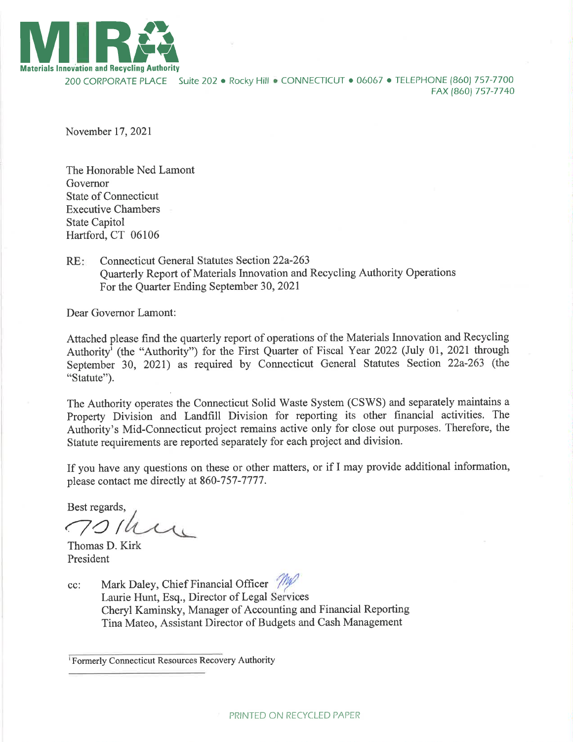**Materials Innovation and Recycling Authority**

200 CORPORATE PLACE Suite 202 • Rocky Hill • CONNECTICUT • 06067 • TELEPHONE (860) 757-7700
FAX (860) 757-7740

November 17, 2021

The Honorable Ned Lamont
Governor
State of Connecticut
Executive Chambers
State Capitol
Hartford, CT 06106

RE: Connecticut General Statutes Section 22a-263
Quarterly Report of Materials Innovation and Recycling Authority Operations
For the Quarter Ending September 30, 2021

Dear Governor Lamont:

Attached please find the quarterly report of operations of the Materials Innovation and Recycling Authority[1] (the "Authority") for the First Quarter of Fiscal Year 2022 (July 01, 2021 through September 30, 2021) as required by Connecticut General Statutes Section 22a-263 (the "Statute").

The Authority operates the Connecticut Solid Waste System (CSWS) and separately maintains a Property Division and Landfill Division for reporting its other financial activities. The Authority's Mid-Connecticut project remains active only for close out purposes. Therefore, the Statute requirements are reported separately for each project and division.

If you have any questions on these or other matters, or if I may provide additional information, please contact me directly at 860-757-7777.

Best regards,

Thomas D. Kirk
President

cc: Mark Daley, Chief Financial Officer
Laurie Hunt, Esq., Director of Legal Services
Cheryl Kaminsky, Manager of Accounting and Financial Reporting
Tina Mateo, Assistant Director of Budgets and Cash Management

[1] Formerly Connecticut Resources Recovery Authority

PRINTED ON RECYCLED PAPER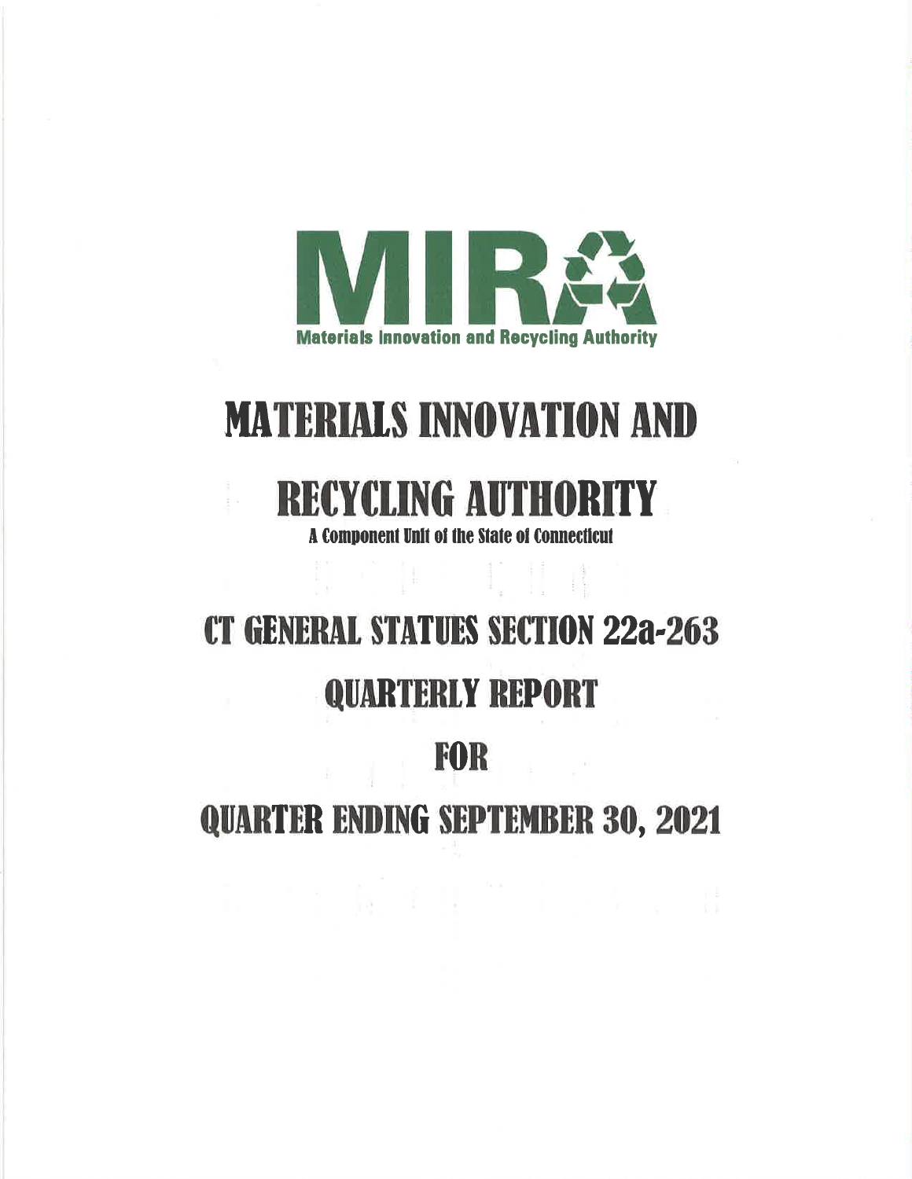# MATERIALS INNOVATION AND RECYCLING AUTHORITY

A Component Unit of the State of Connecticut

# CT GENERAL STATUES SECTION 22a-263

# QUARTERLY REPORT

# FOR

# QUARTER ENDING SEPTEMBER 30, 2021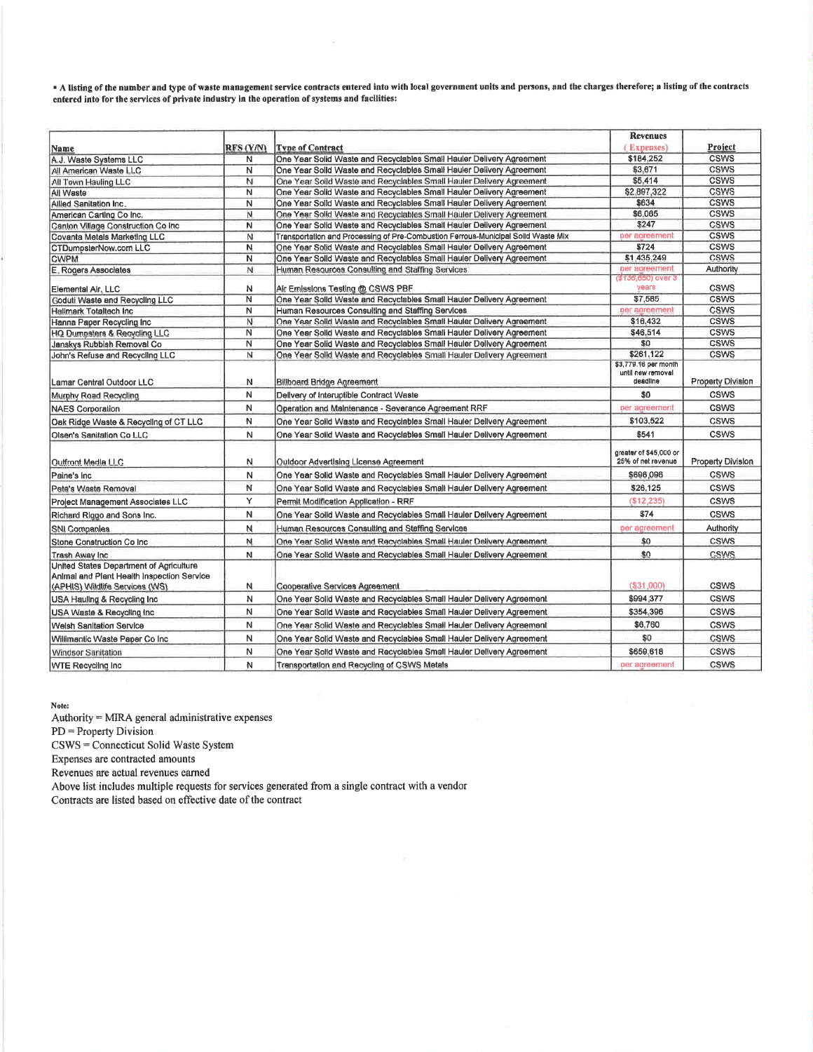**▪ A listing of the number and type of waste management service contracts entered into with local government units and persons, and the charges therefore; a listing of the contracts entered into for the services of private industry in the operation of systems and facilities:**

| Name | RFS (Y/N) | Type of Contract | Revenues ( Expenses) | Project |
|---|---|---|---|---|
| A.J. Waste Systems LLC | N | One Year Solid Waste and Recyclables Small Hauler Delivery Agreement | $184,252 | CSWS |
| All American Waste LLC | N | One Year Solid Waste and Recyclables Small Hauler Delivery Agreement | $3,671 | CSWS |
| All Town Hauling LLC | N | One Year Solid Waste and Recyclables Small Hauler Delivery Agreement | $5,414 | CSWS |
| All Waste | N | One Year Solid Waste and Recyclables Small Hauler Delivery Agreement | $2,897,322 | CSWS |
| Allied Sanitation Inc. | N | One Year Solid Waste and Recyclables Small Hauler Delivery Agreement | $634 | CSWS |
| American Carting Co Inc. | N | One Year Solid Waste and Recyclables Small Hauler Delivery Agreement | $6,065 | CSWS |
| Canton Village Construction Co Inc | N | One Year Solid Waste and Recyclables Small Hauler Delivery Agreement | $247 | CSWS |
| Covanta Metals Marketing LLC | N | Transportation and Processing of Pre-Combustion Ferrous-Municipal Solid Waste Mix | per agreement | CSWS |
| CTDumpsterNow.com LLC | N | One Year Solid Waste and Recyclables Small Hauler Delivery Agreement | $724 | CSWS |
| CWPM | N | One Year Solid Waste and Recyclables Small Hauler Delivery Agreement | $1,435,249 | CSWS |
| E. Rogers Associates | N | Human Resources Consulting and Staffing Services | per agreement | Authority |
| Elemental Air, LLC | N | Air Emissions Testing @ CSWS PBF | ($136,650) over 3 years | CSWS |
| Goduti Waste and Recycling LLC | N | One Year Solid Waste and Recyclables Small Hauler Delivery Agreement | $7,585 | CSWS |
| Hallmark Totaltech Inc | N | Human Resources Consulting and Staffing Services | per agreement | CSWS |
| Hanna Paper Recycling Inc | N | One Year Solid Waste and Recyclables Small Hauler Delivery Agreement | $16,432 | CSWS |
| HQ Dumpsters & Recycling LLC | N | One Year Solid Waste and Recyclables Small Hauler Delivery Agreement | $46,514 | CSWS |
| Janskys Rubbish Removal Co | N | One Year Solid Waste and Recyclables Small Hauler Delivery Agreement | $0 | CSWS |
| John's Refuse and Recycling LLC | N | One Year Solid Waste and Recyclables Small Hauler Delivery Agreement | $261,122 | CSWS |
| Lamar Central Outdoor LLC | N | Billboard Bridge Agreement | $3,779.16 per month until new removal deadline | Property Division |
| Murphy Road Recycling | N | Delivery of Interuptible Contract Waste | $0 | CSWS |
| NAES Corporation | N | Operation and Maintenance - Severance Agreement RRF | per agreement | CSWS |
| Oak Ridge Waste & Recycling of CT LLC | N | One Year Solid Waste and Recyclables Small Hauler Delivery Agreement | $103,522 | CSWS |
| Olsen's Sanitation Co LLC | N | One Year Solid Waste and Recyclables Small Hauler Delivery Agreement | $541 | CSWS |
| Outfront Media LLC | N | Outdoor Advertising License Agreement | greater of $45,000 or 25% of net revenue | Property Division |
| Paine's Inc | N | One Year Solid Waste and Recyclables Small Hauler Delivery Agreement | $696,096 | CSWS |
| Pete's Waste Removal | N | One Year Solid Waste and Recyclables Small Hauler Delivery Agreement | $26,125 | CSWS |
| Project Management Associates LLC | Y | Permit Modification Application - RRF | ($12,235) | CSWS |
| Richard Riggo and Sons Inc. | N | One Year Solid Waste and Recyclables Small Hauler Delivery Agreement | $74 | CSWS |
| SNI Companies | N | Human Resources Consulting and Staffing Services | per agreement | Authority |
| Stone Construction Co Inc | N | One Year Solid Waste and Recyclables Small Hauler Delivery Agreement | $0 | CSWS |
| Trash Away Inc | N | One Year Solid Waste and Recyclables Small Hauler Delivery Agreement | $0 | CSWS |
| United States Department of Agriculture Animal and Plant Health Inspection Service (APHIS) Wildlife Services (WS) | N | Cooperative Services Agreement | ($31,000) | CSWS |
| USA Hauling & Recycling Inc | N | One Year Solid Waste and Recyclables Small Hauler Delivery Agreement | $994,377 | CSWS |
| USA Waste & Recycling Inc | N | One Year Solid Waste and Recyclables Small Hauler Delivery Agreement | $354,396 | CSWS |
| Welsh Sanitation Service | N | One Year Solid Waste and Recyclables Small Hauler Delivery Agreement | $6,760 | CSWS |
| Willimantic Waste Paper Co Inc | N | One Year Solid Waste and Recyclables Small Hauler Delivery Agreement | $0 | CSWS |
| Windsor Sanitation | N | One Year Solid Waste and Recyclables Small Hauler Delivery Agreement | $659,618 | CSWS |
| WTE Recycling Inc | N | Transportation and Recycling of CSWS Metals | per agreement | CSWS |

**Note:**

Authority = MIRA general administrative expenses
PD = Property Division
CSWS = Connecticut Solid Waste System
Expenses are contracted amounts
Revenues are actual revenues earned
Above list includes multiple requests for services generated from a single contract with a vendor
Contracts are listed based on effective date of the contract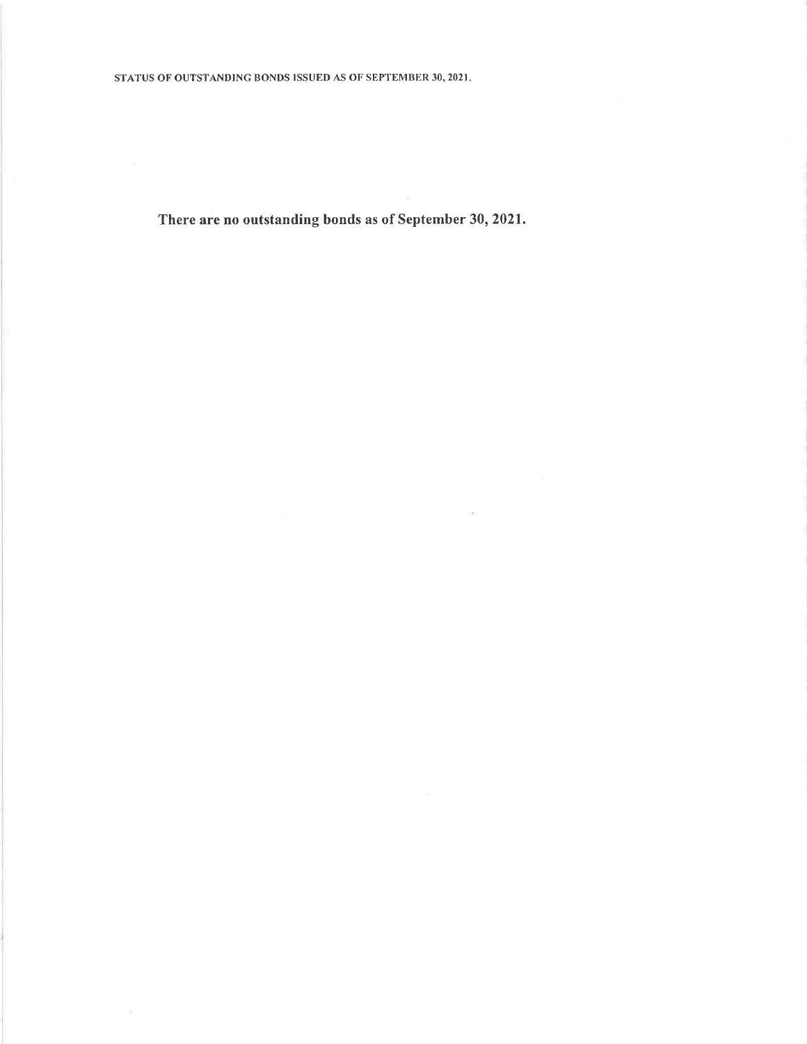STATUS OF OUTSTANDING BONDS ISSUED AS OF SEPTEMBER 30, 2021.

**There are no outstanding bonds as of September 30, 2021.**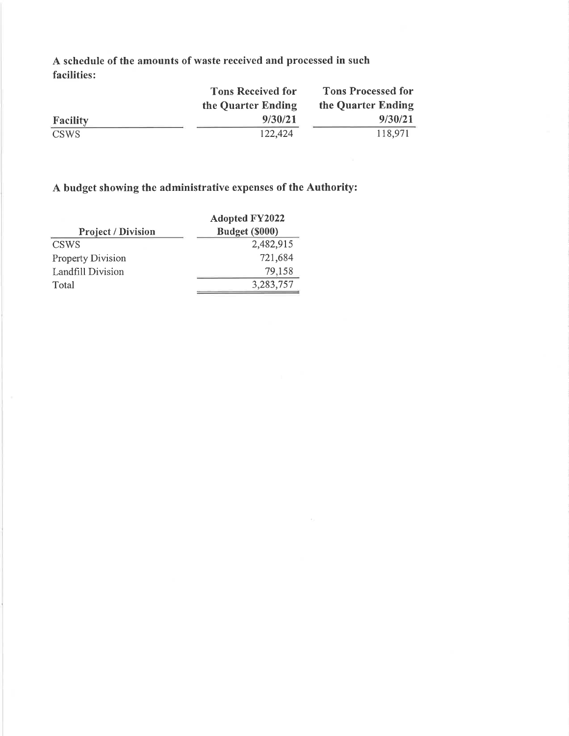**A schedule of the amounts of waste received and processed in such facilities:**

| Facility | Tons Received for the Quarter Ending 9/30/21 | Tons Processed for the Quarter Ending 9/30/21 |
|---|---|---|
| CSWS | 122,424 | 118,971 |

**A budget showing the administrative expenses of the Authority:**

| Project / Division | Adopted FY2022 Budget ($000) |
|---|---|
| CSWS | 2,482,915 |
| Property Division | 721,684 |
| Landfill Division | 79,158 |
| Total | 3,283,757 |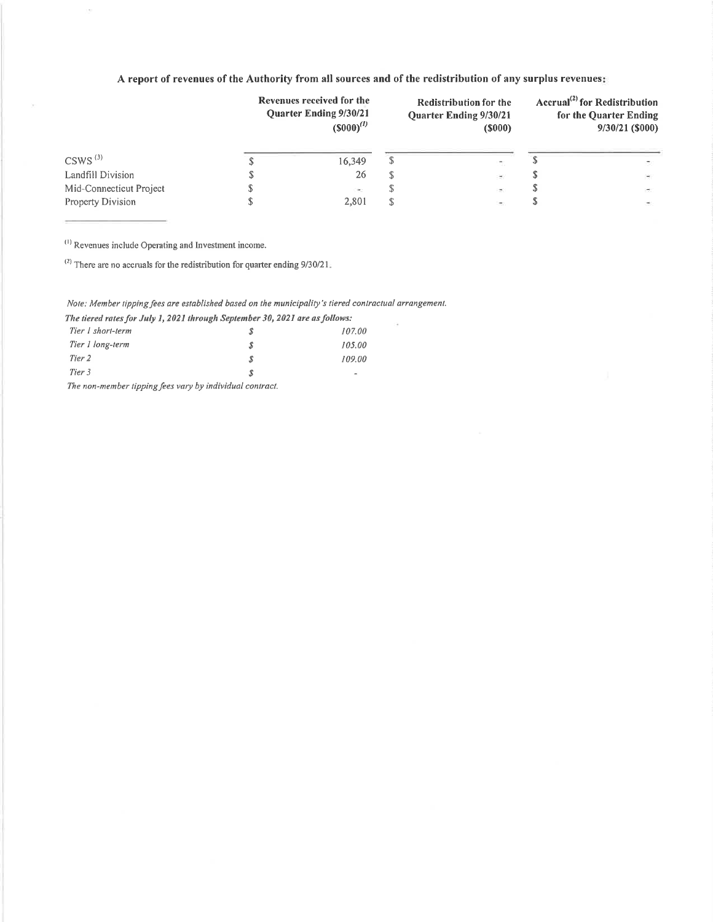**A report of revenues of the Authority from all sources and of the redistribution of any surplus revenues:**

| | Revenues received for the Quarter Ending 9/30/21 ($000)[1] | Redistribution for the Quarter Ending 9/30/21 ($000) | Accrual[2] for Redistribution for the Quarter Ending 9/30/21 ($000) |
|---|---|---|---|
| CSWS[3] | $ 16,349 | $ - | $ - |
| Landfill Division | $ 26 | $ - | $ - |
| Mid-Connecticut Project | $ - | $ - | $ - |
| Property Division | $ 2,801 | $ - | $ - |

[1] Revenues include Operating and Investment income.

[2] There are no accruals for the redistribution for quarter ending 9/30/21.

*Note: Member tipping fees are established based on the municipality's tiered contractual arrangement.*

***The tiered rates for July 1, 2021 through September 30, 2021 are as follows:***

| | | |
|---|---|---|
| *Tier 1 short-term* | *$* | *107.00* |
| *Tier 1 long-term* | *$* | *105.00* |
| *Tier 2* | *$* | *109.00* |
| *Tier 3* | *$* | *-* |

*The non-member tipping fees vary by individual contract.*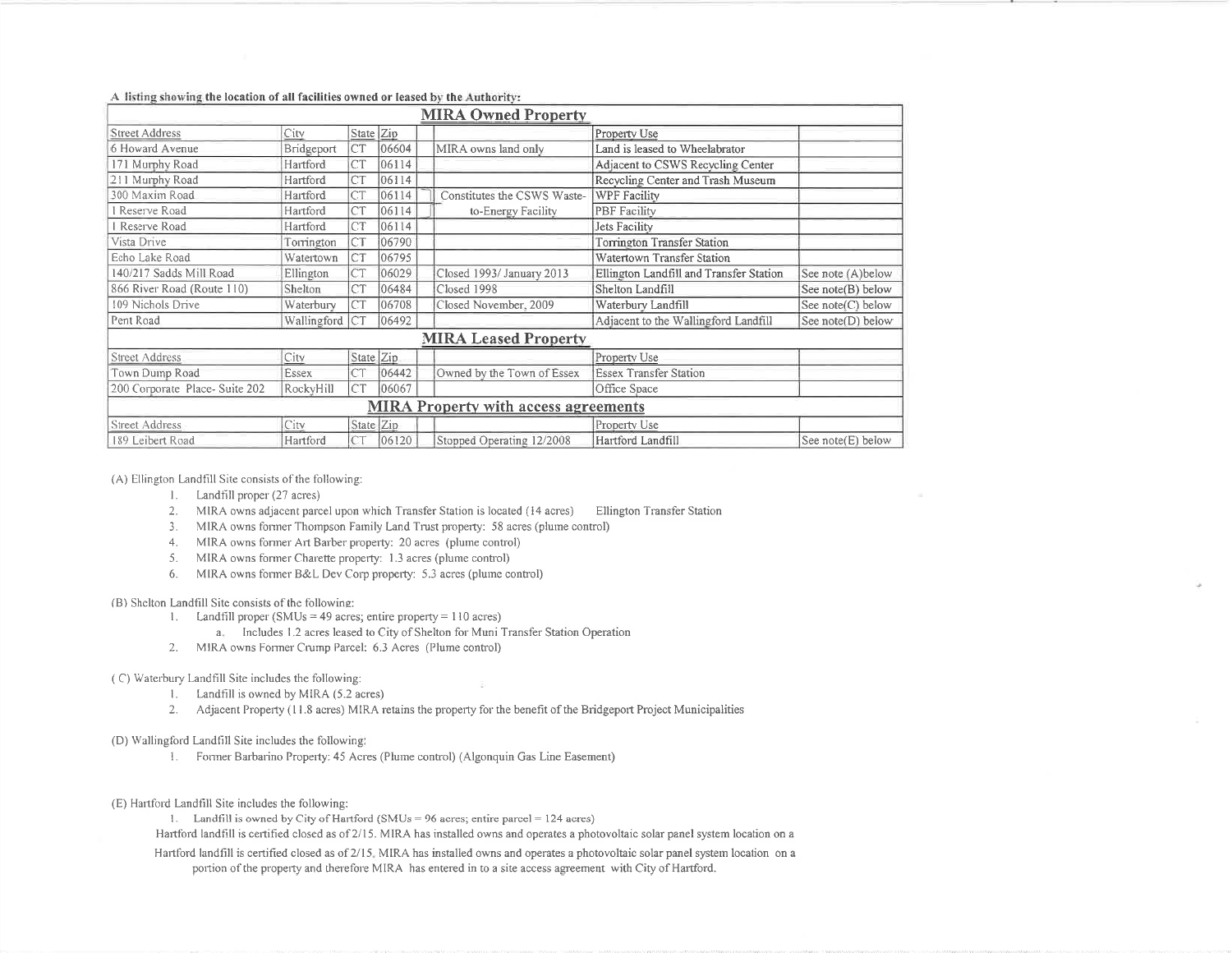**A listing showing the location of all facilities owned or leased by the Authority:**

| MIRA Owned Property | | | | | | |
|---|---|---|---|---|---|---|
| Street Address | City | State | Zip | | Property Use | |
| 6 Howard Avenue | Bridgeport | CT | 06604 | MIRA owns land only | Land is leased to Wheelabrator | |
| 171 Murphy Road | Hartford | CT | 06114 | | Adjacent to CSWS Recycling Center | |
| 211 Murphy Road | Hartford | CT | 06114 | | Recycling Center and Trash Museum | |
| 300 Maxim Road | Hartford | CT | 06114 | Constitutes the CSWS Waste-to-Energy Facility | WPF Facility | |
| 1 Reserve Road | Hartford | CT | 06114 | | PBF Facility | |
| 1 Reserve Road | Hartford | CT | 06114 | | Jets Facility | |
| Vista Drive | Torrington | CT | 06790 | | Torrington Transfer Station | |
| Echo Lake Road | Watertown | CT | 06795 | | Watertown Transfer Station | |
| 140/217 Sadds Mill Road | Ellington | CT | 06029 | Closed 1993/ January 2013 | Ellington Landfill and Transfer Station | See note (A)below |
| 866 River Road (Route 110) | Shelton | CT | 06484 | Closed 1998 | Shelton Landfill | See note(B) below |
| 109 Nichols Drive | Waterbury | CT | 06708 | Closed November, 2009 | Waterbury Landfill | See note(C) below |
| Pent Road | Wallingford | CT | 06492 | | Adjacent to the Wallingford Landfill | See note(D) below |
| **MIRA Leased Property** | | | | | | |
| Street Address | City | State | Zip | | Property Use | |
| Town Dump Road | Essex | CT | 06442 | Owned by the Town of Essex | Essex Transfer Station | |
| 200 Corporate Place- Suite 202 | RockyHill | CT | 06067 | | Office Space | |
| **MIRA Property with access agreements** | | | | | | |
| Street Address | City | State | Zip | | Property Use | |
| 189 Leibert Road | Hartford | CT | 06120 | Stopped Operating 12/2008 | Hartford Landfill | See note(E) below |

(A) Ellington Landfill Site consists of the following:

1. Landfill proper (27 acres)
2. MIRA owns adjacent parcel upon which Transfer Station is located (14 acres)     Ellington Transfer Station
3. MIRA owns former Thompson Family Land Trust property: 58 acres (plume control)
4. MIRA owns former Art Barber property: 20 acres (plume control)
5. MIRA owns former Charette property: 1.3 acres (plume control)
6. MIRA owns former B&L Dev Corp property: 5.3 acres (plume control)

(B) Shelton Landfill Site consists of the following:

1. Landfill proper (SMUs = 49 acres; entire property = 110 acres)
   a. Includes 1.2 acres leased to City of Shelton for Muni Transfer Station Operation
2. MIRA owns Former Crump Parcel: 6.3 Acres (Plume control)

(C) Waterbury Landfill Site includes the following:

1. Landfill is owned by MIRA (5.2 acres)
2. Adjacent Property (11.8 acres) MIRA retains the property for the benefit of the Bridgeport Project Municipalities

(D) Wallingford Landfill Site includes the following:

1. Former Barbarino Property: 45 Acres (Plume control) (Algonquin Gas Line Easement)

(E) Hartford Landfill Site includes the following:

1. Landfill is owned by City of Hartford (SMUs = 96 acres; entire parcel = 124 acres)

Hartford landfill is certified closed as of 2/15. MIRA has installed owns and operates a photovoltaic solar panel system location on a

Hartford landfill is certified closed as of 2/15, MIRA has installed owns and operates a photovoltaic solar panel system location on a portion of the property and therefore MIRA has entered in to a site access agreement with City of Hartford.